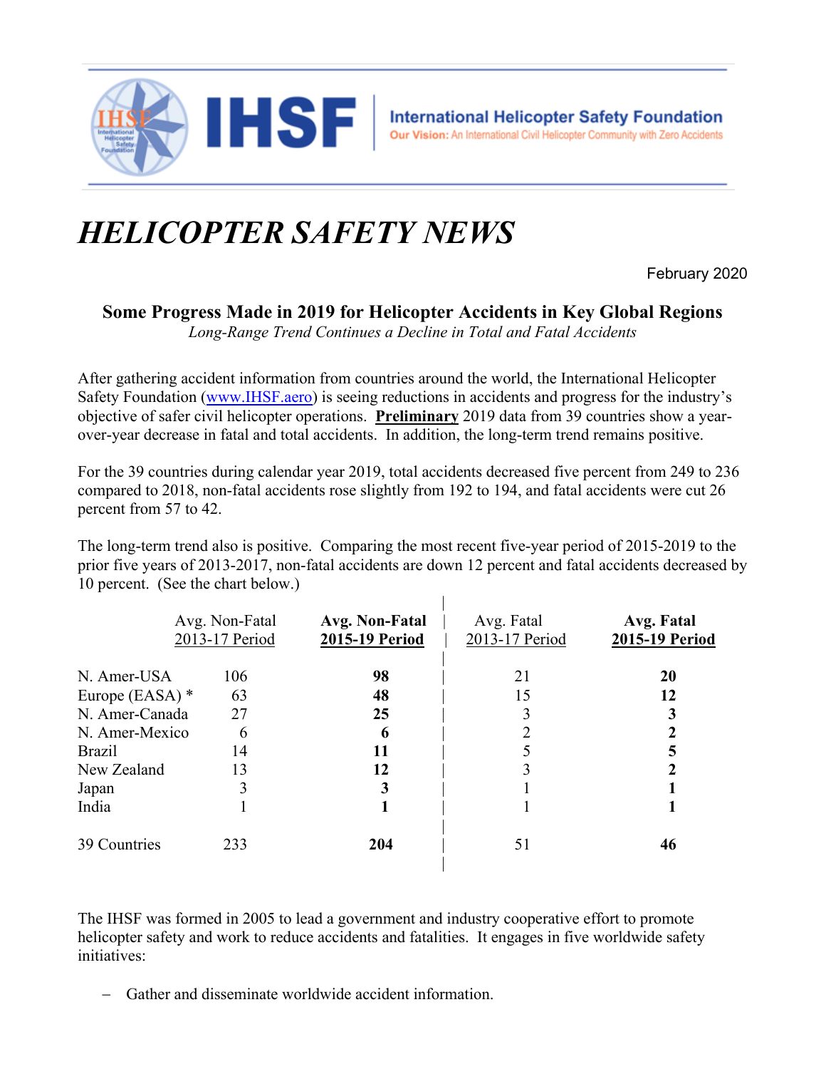IHSF — International Helicopter Safety Foundation

Our Vision: An International Civil Helicopter Community with Zero Accidents

# *HELICOPTER SAFETY NEWS*

February 2020

## Some Progress Made in 2019 for Helicopter Accidents in Key Global Regions

*Long-Range Trend Continues a Decline in Total and Fatal Accidents*

After gathering accident information from countries around the world, the International Helicopter Safety Foundation ([www.IHSF.aero](www.IHSF.aero)) is seeing reductions in accidents and progress for the industry's objective of safer civil helicopter operations. **Preliminary** 2019 data from 39 countries show a year-over-year decrease in fatal and total accidents. In addition, the long-term trend remains positive.

For the 39 countries during calendar year 2019, total accidents decreased five percent from 249 to 236 compared to 2018, non-fatal accidents rose slightly from 192 to 194, and fatal accidents were cut 26 percent from 57 to 42.

The long-term trend also is positive. Comparing the most recent five-year period of 2015-2019 to the prior five years of 2013-2017, non-fatal accidents are down 12 percent and fatal accidents decreased by 10 percent. (See the chart below.)

| | Avg. Non-Fatal 2013-17 Period | **Avg. Non-Fatal 2015-19 Period** | Avg. Fatal 2013-17 Period | **Avg. Fatal 2015-19 Period** |
|---|---|---|---|---|
| N. Amer-USA | 106 | **98** | 21 | **20** |
| Europe (EASA) * | 63 | **48** | 15 | **12** |
| N. Amer-Canada | 27 | **25** | 3 | **3** |
| N. Amer-Mexico | 6 | **6** | 2 | **2** |
| Brazil | 14 | **11** | 5 | **5** |
| New Zealand | 13 | **12** | 3 | **2** |
| Japan | 3 | **3** | 1 | **1** |
| India | 1 | **1** | 1 | **1** |
| 39 Countries | 233 | **204** | 51 | **46** |

The IHSF was formed in 2005 to lead a government and industry cooperative effort to promote helicopter safety and work to reduce accidents and fatalities. It engages in five worldwide safety initiatives:

– Gather and disseminate worldwide accident information.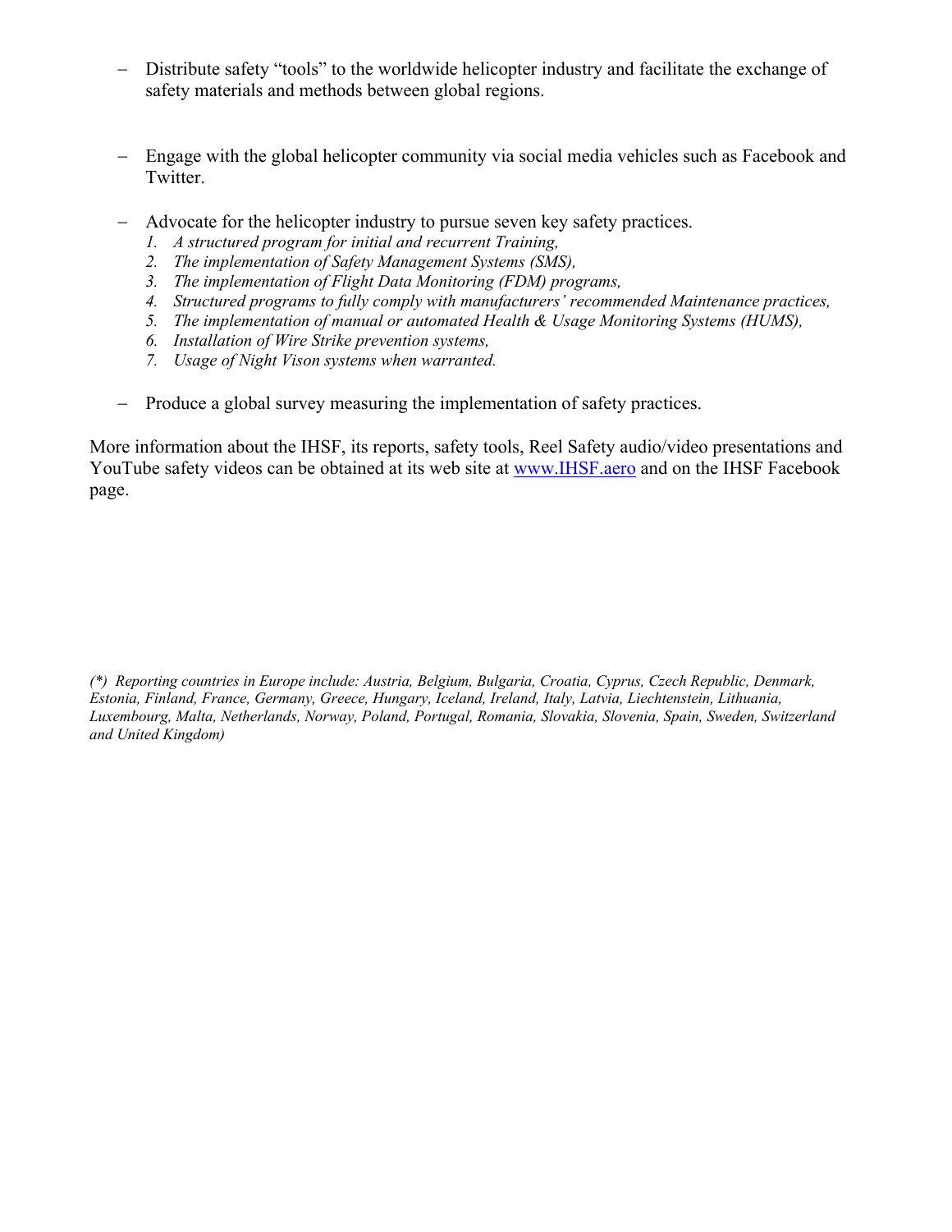- Distribute safety “tools” to the worldwide helicopter industry and facilitate the exchange of safety materials and methods between global regions.

- Engage with the global helicopter community via social media vehicles such as Facebook and Twitter.

- Advocate for the helicopter industry to pursue seven key safety practices.
  1. *A structured program for initial and recurrent Training,*
  2. *The implementation of Safety Management Systems (SMS),*
  3. *The implementation of Flight Data Monitoring (FDM) programs,*
  4. *Structured programs to fully comply with manufacturers’ recommended Maintenance practices,*
  5. *The implementation of manual or automated Health & Usage Monitoring Systems (HUMS),*
  6. *Installation of Wire Strike prevention systems,*
  7. *Usage of Night Vison systems when warranted.*

- Produce a global survey measuring the implementation of safety practices.

More information about the IHSF, its reports, safety tools, Reel Safety audio/video presentations and YouTube safety videos can be obtained at its web site at www.IHSF.aero and on the IHSF Facebook page.

*(\*) Reporting countries in Europe include: Austria, Belgium, Bulgaria, Croatia, Cyprus, Czech Republic, Denmark, Estonia, Finland, France, Germany, Greece, Hungary, Iceland, Ireland, Italy, Latvia, Liechtenstein, Lithuania, Luxembourg, Malta, Netherlands, Norway, Poland, Portugal, Romania, Slovakia, Slovenia, Spain, Sweden, Switzerland and United Kingdom)*